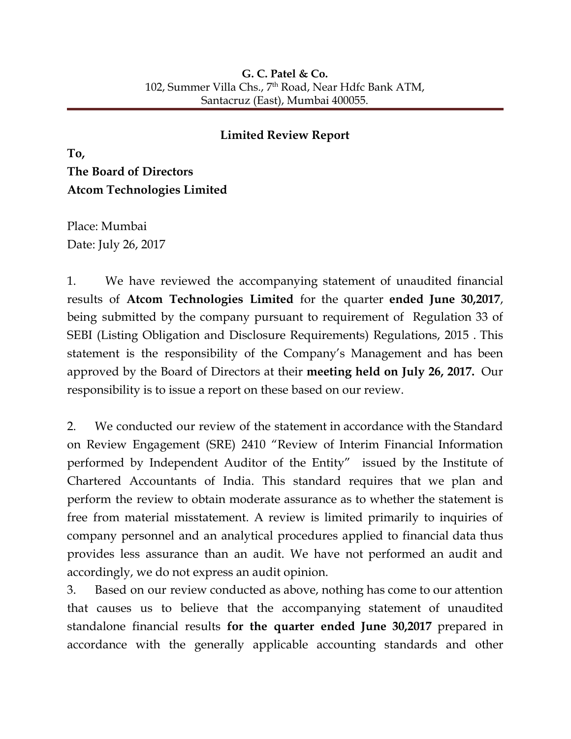**G. C. Patel & Co.**
102, Summer Villa Chs., 7th Road, Near Hdfc Bank ATM,
Santacruz (East), Mumbai 400055.

---

**Limited Review Report**

**To,**
**The Board of Directors**
**Atcom Technologies Limited**

Place: Mumbai
Date: July 26, 2017

1. We have reviewed the accompanying statement of unaudited financial results of **Atcom Technologies Limited** for the quarter **ended June 30,2017**, being submitted by the company pursuant to requirement of Regulation 33 of SEBI (Listing Obligation and Disclosure Requirements) Regulations, 2015 . This statement is the responsibility of the Company's Management and has been approved by the Board of Directors at their **meeting held on July 26, 2017.** Our responsibility is to issue a report on these based on our review.

2. We conducted our review of the statement in accordance with the Standard on Review Engagement (SRE) 2410 "Review of Interim Financial Information performed by Independent Auditor of the Entity" issued by the Institute of Chartered Accountants of India. This standard requires that we plan and perform the review to obtain moderate assurance as to whether the statement is free from material misstatement. A review is limited primarily to inquiries of company personnel and an analytical procedures applied to financial data thus provides less assurance than an audit. We have not performed an audit and accordingly, we do not express an audit opinion.

3. Based on our review conducted as above, nothing has come to our attention that causes us to believe that the accompanying statement of unaudited standalone financial results **for the quarter ended June 30,2017** prepared in accordance with the generally applicable accounting standards and other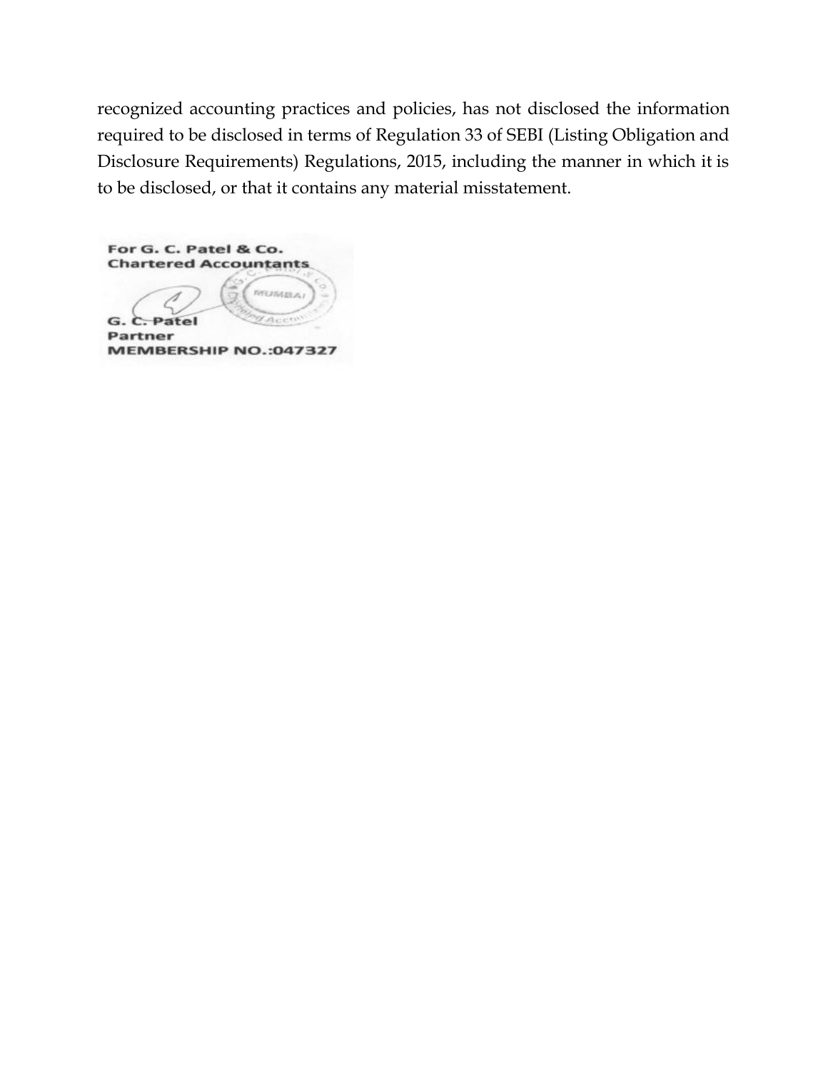recognized accounting practices and policies, has not disclosed the information required to be disclosed in terms of Regulation 33 of SEBI (Listing Obligation and Disclosure Requirements) Regulations, 2015, including the manner in which it is to be disclosed, or that it contains any material misstatement.

**For G. C. Patel & Co.**
**Chartered Accountants**

**G. C. Patel**
**Partner**
**MEMBERSHIP NO.:047327**